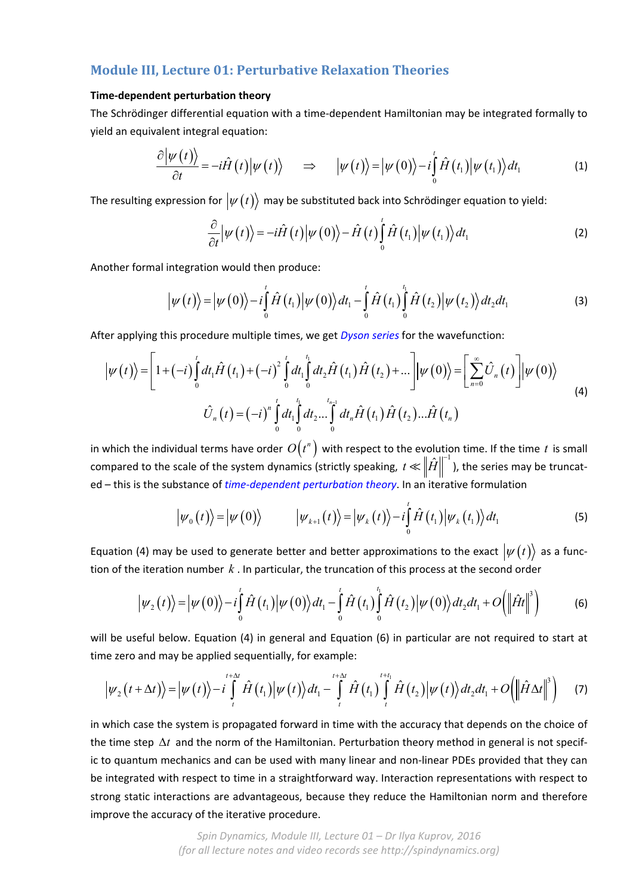# Module III, Lecture 01: Perturbative Relaxation Theories

**Time-dependent perturbation theory**

The Schrödinger differential equation with a time-dependent Hamiltonian may be integrated formally to yield an equivalent integral equation:

$$\frac{\partial|\psi(t)\rangle}{\partial t}=-i\hat{H}(t)|\psi(t)\rangle \quad \Rightarrow \quad |\psi(t)\rangle=|\psi(0)\rangle-i\int_0^t \hat{H}(t_1)|\psi(t_1)\rangle dt_1 \tag{1}$$

The resulting expression for $|\psi(t)\rangle$ may be substituted back into Schrödinger equation to yield:

$$\frac{\partial}{\partial t}|\psi(t)\rangle=-i\hat{H}(t)|\psi(0)\rangle-\hat{H}(t)\int_0^t \hat{H}(t_1)|\psi(t_1)\rangle dt_1 \tag{2}$$

Another formal integration would then produce:

$$|\psi(t)\rangle=|\psi(0)\rangle-i\int_0^t \hat{H}(t_1)|\psi(0)\rangle dt_1-\int_0^t \hat{H}(t_1)\int_0^{t_1}\hat{H}(t_2)|\psi(t_2)\rangle dt_2 dt_1 \tag{3}$$

After applying this procedure multiple times, we get *Dyson series* for the wavefunction:

$$\begin{gathered}|\psi(t)\rangle=\left[1+(-i)\int_0^t dt_1\hat{H}(t_1)+(-i)^2\int_0^t dt_1\int_0^{t_1}dt_2\hat{H}(t_1)\hat{H}(t_2)+\ldots\right]|\psi(0)\rangle=\left[\sum_{n=0}^{\infty}\hat{U}_n(t)\right]|\psi(0)\rangle \\ \hat{U}_n(t)=(-i)^n\int_0^t dt_1\int_0^{t_1}dt_2\ldots\int_0^{t_{n-1}}dt_n\hat{H}(t_1)\hat{H}(t_2)\ldots\hat{H}(t_n)\end{gathered} \tag{4}$$

in which the individual terms have order $O(t^n)$ with respect to the evolution time. If the time $t$ is small compared to the scale of the system dynamics (strictly speaking, $t \ll \|\hat{H}\|^{-1}$), the series may be truncated – this is the substance of *time-dependent perturbation theory*. In an iterative formulation

$$|\psi_0(t)\rangle=|\psi(0)\rangle \qquad |\psi_{k+1}(t)\rangle=|\psi_k(t)\rangle-i\int_0^t \hat{H}(t_1)|\psi_k(t_1)\rangle dt_1 \tag{5}$$

Equation (4) may be used to generate better and better approximations to the exact $|\psi(t)\rangle$ as a function of the iteration number $k$. In particular, the truncation of this process at the second order

$$|\psi_2(t)\rangle=|\psi(0)\rangle-i\int_0^t \hat{H}(t_1)|\psi(0)\rangle dt_1-\int_0^t \hat{H}(t_1)\int_0^{t_1}\hat{H}(t_2)|\psi(0)\rangle dt_2 dt_1+O\left(\|\hat{H}t\|^3\right) \tag{6}$$

will be useful below. Equation (4) in general and Equation (6) in particular are not required to start at time zero and may be applied sequentially, for example:

$$|\psi_2(t+\Delta t)\rangle=|\psi(t)\rangle-i\int_t^{t+\Delta t}\hat{H}(t_1)|\psi(t)\rangle dt_1-\int_t^{t+\Delta t}\hat{H}(t_1)\int_t^{t+t_1}\hat{H}(t_2)|\psi(t)\rangle dt_2 dt_1+O\left(\|\hat{H}\Delta t\|^3\right) \tag{7}$$

in which case the system is propagated forward in time with the accuracy that depends on the choice of the time step $\Delta t$ and the norm of the Hamiltonian. Perturbation theory method in general is not specific to quantum mechanics and can be used with many linear and non-linear PDEs provided that they can be integrated with respect to time in a straightforward way. Interaction representations with respect to strong static interactions are advantageous, because they reduce the Hamiltonian norm and therefore improve the accuracy of the iterative procedure.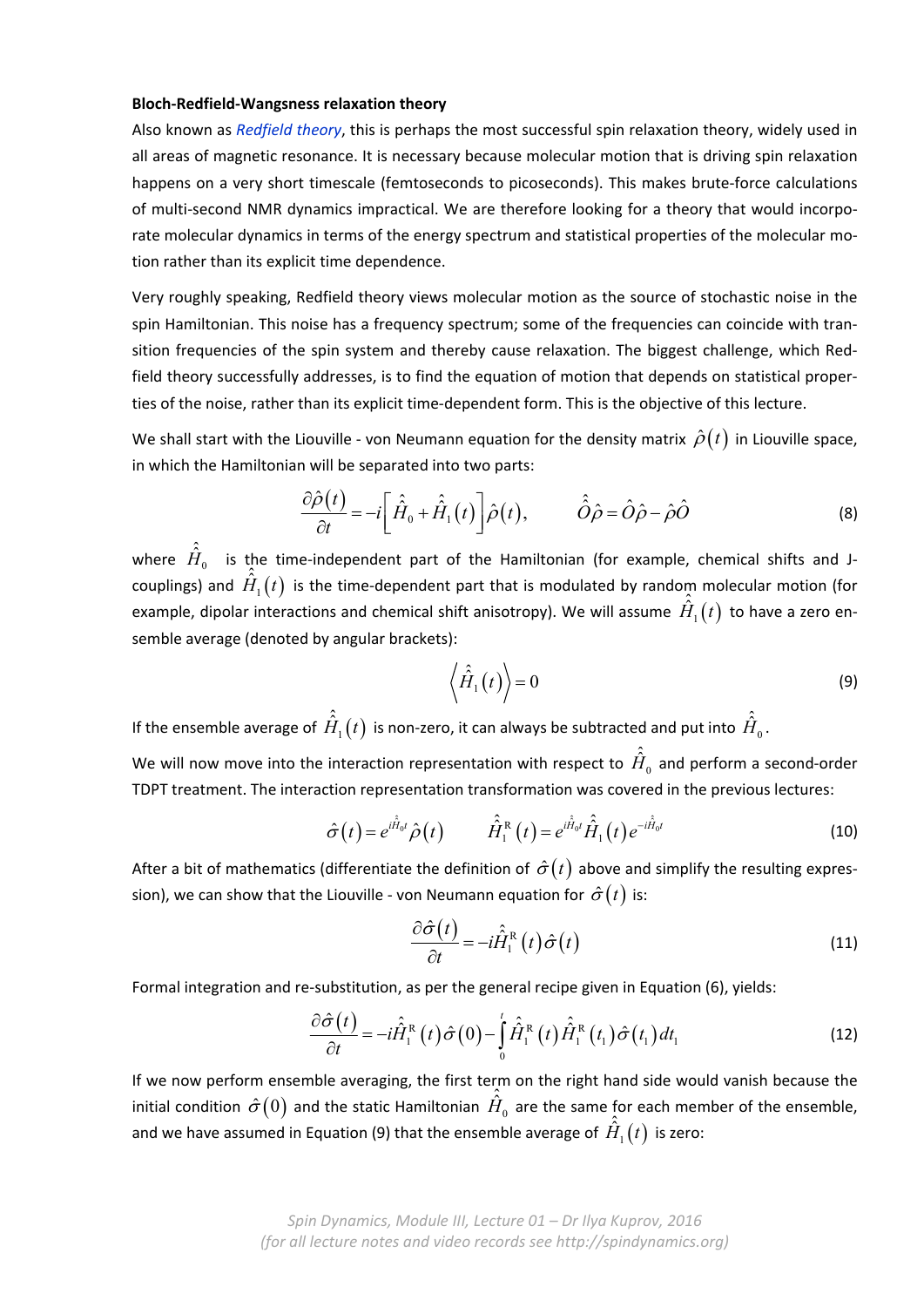**Bloch-Redfield-Wangsness relaxation theory**

Also known as *Redfield theory*, this is perhaps the most successful spin relaxation theory, widely used in all areas of magnetic resonance. It is necessary because molecular motion that is driving spin relaxation happens on a very short timescale (femtoseconds to picoseconds). This makes brute-force calculations of multi-second NMR dynamics impractical. We are therefore looking for a theory that would incorporate molecular dynamics in terms of the energy spectrum and statistical properties of the molecular motion rather than its explicit time dependence.

Very roughly speaking, Redfield theory views molecular motion as the source of stochastic noise in the spin Hamiltonian. This noise has a frequency spectrum; some of the frequencies can coincide with transition frequencies of the spin system and thereby cause relaxation. The biggest challenge, which Redfield theory successfully addresses, is to find the equation of motion that depends on statistical properties of the noise, rather than its explicit time-dependent form. This is the objective of this lecture.

We shall start with the Liouville - von Neumann equation for the density matrix $\hat{\rho}(t)$ in Liouville space, in which the Hamiltonian will be separated into two parts:

$$\frac{\partial \hat{\rho}(t)}{\partial t} = -i\left[\hat{\hat{H}}_0 + \hat{\hat{H}}_1(t)\right]\hat{\rho}(t), \qquad \hat{\hat{O}}\hat{\rho} = \hat{O}\hat{\rho} - \hat{\rho}\hat{O} \tag{8}$$

where $\hat{\hat{H}}_0$ is the time-independent part of the Hamiltonian (for example, chemical shifts and J-couplings) and $\hat{\hat{H}}_1(t)$ is the time-dependent part that is modulated by random molecular motion (for example, dipolar interactions and chemical shift anisotropy). We will assume $\hat{\hat{H}}_1(t)$ to have a zero ensemble average (denoted by angular brackets):

$$\left\langle \hat{\hat{H}}_1(t) \right\rangle = 0 \tag{9}$$

If the ensemble average of $\hat{\hat{H}}_1(t)$ is non-zero, it can always be subtracted and put into $\hat{\hat{H}}_0$.

We will now move into the interaction representation with respect to $\hat{\hat{H}}_0$ and perform a second-order TDPT treatment. The interaction representation transformation was covered in the previous lectures:

$$\hat{\sigma}(t) = e^{i\hat{\hat{H}}_0 t}\hat{\rho}(t) \qquad \hat{\hat{H}}_1^{\mathrm{R}}(t) = e^{i\hat{\hat{H}}_0 t}\hat{\hat{H}}_1(t)e^{-i\hat{\hat{H}}_0 t} \tag{10}$$

After a bit of mathematics (differentiate the definition of $\hat{\sigma}(t)$ above and simplify the resulting expression), we can show that the Liouville - von Neumann equation for $\hat{\sigma}(t)$ is:

$$\frac{\partial \hat{\sigma}(t)}{\partial t} = -i\hat{\hat{H}}_1^{\mathrm{R}}(t)\hat{\sigma}(t) \tag{11}$$

Formal integration and re-substitution, as per the general recipe given in Equation (6), yields:

$$\frac{\partial \hat{\sigma}(t)}{\partial t} = -i\hat{\hat{H}}_1^{\mathrm{R}}(t)\hat{\sigma}(0) - \int_0^t \hat{\hat{H}}_1^{\mathrm{R}}(t)\hat{\hat{H}}_1^{\mathrm{R}}(t_1)\hat{\sigma}(t_1)\,dt_1 \tag{12}$$

If we now perform ensemble averaging, the first term on the right hand side would vanish because the initial condition $\hat{\sigma}(0)$ and the static Hamiltonian $\hat{\hat{H}}_0$ are the same for each member of the ensemble, and we have assumed in Equation (9) that the ensemble average of $\hat{\hat{H}}_1(t)$ is zero: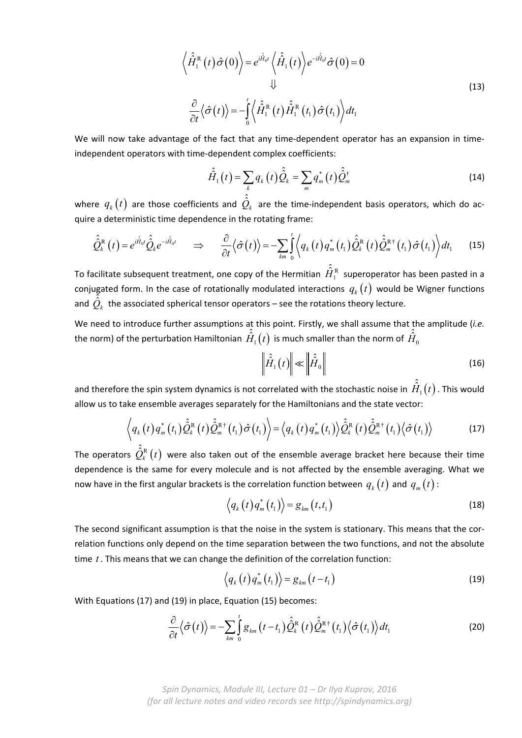$$\left\langle \hat{\hat{H}}_1^{\mathrm{R}}(t)\hat{\sigma}(0)\right\rangle = e^{i\hat{\hat{H}}_0 t}\left\langle \hat{\hat{H}}_1(t)\right\rangle e^{-i\hat{\hat{H}}_0 t}\hat{\sigma}(0) = 0$$
$$\Downarrow \tag{13}$$
$$\frac{\partial}{\partial t}\left\langle \hat{\sigma}(t)\right\rangle = -\int_0^t \left\langle \hat{\hat{H}}_1^{\mathrm{R}}(t)\hat{\hat{H}}_1^{\mathrm{R}}(t_1)\hat{\sigma}(t_1)\right\rangle dt_1$$

We will now take advantage of the fact that any time-dependent operator has an expansion in time-independent operators with time-dependent complex coefficients:

$$\hat{\hat{H}}_1(t) = \sum_k q_k(t)\hat{\hat{Q}}_k = \sum_m q_m^*(t)\hat{\hat{Q}}_m^\dagger \tag{14}$$

where $q_k(t)$ are those coefficients and $\hat{\hat{Q}}_k$ are the time-independent basis operators, which do acquire a deterministic time dependence in the rotating frame:

$$\hat{\hat{Q}}_k^{\mathrm{R}}(t) = e^{i\hat{\hat{H}}_0 t}\hat{\hat{Q}}_k e^{-i\hat{\hat{H}}_0 t} \quad \Rightarrow \quad \frac{\partial}{\partial t}\left\langle \hat{\sigma}(t)\right\rangle = -\sum_{km}\int_0^t \left\langle q_k(t)q_m^*(t_1)\hat{\hat{Q}}_k^{\mathrm{R}}(t)\hat{\hat{Q}}_m^{\mathrm{R}\dagger}(t_1)\hat{\sigma}(t_1)\right\rangle dt_1 \tag{15}$$

To facilitate subsequent treatment, one copy of the Hermitian $\hat{\hat{H}}_1^{\mathrm{R}}$ superoperator has been pasted in a conjugated form. In the case of rotationally modulated interactions $q_k(t)$ would be Wigner functions and $\hat{\hat{Q}}_k$ the associated spherical tensor operators – see the rotations theory lecture.

We need to introduce further assumptions at this point. Firstly, we shall assume that the amplitude (*i.e.* the norm) of the perturbation Hamiltonian $\hat{\hat{H}}_1(t)$ is much smaller than the norm of $\hat{\hat{H}}_0$

$$\left\| \hat{\hat{H}}_1(t) \right\| \ll \left\| \hat{\hat{H}}_0 \right\| \tag{16}$$

and therefore the spin system dynamics is not correlated with the stochastic noise in $\hat{\hat{H}}_1(t)$. This would allow us to take ensemble averages separately for the Hamiltonians and the state vector:

$$\left\langle q_k(t)q_m^*(t_1)\hat{\hat{Q}}_k^{\mathrm{R}}(t)\hat{\hat{Q}}_m^{\mathrm{R}\dagger}(t_1)\hat{\sigma}(t_1)\right\rangle = \left\langle q_k(t)q_m^*(t_1)\right\rangle \hat{\hat{Q}}_k^{\mathrm{R}}(t)\hat{\hat{Q}}_m^{\mathrm{R}\dagger}(t_1)\left\langle \hat{\sigma}(t_1)\right\rangle \tag{17}$$

The operators $\hat{\hat{Q}}_k^{\mathrm{R}}(t)$ were also taken out of the ensemble average bracket here because their time dependence is the same for every molecule and is not affected by the ensemble averaging. What we now have in the first angular brackets is the correlation function between $q_k(t)$ and $q_m(t)$:

$$\left\langle q_k(t)q_m^*(t_1)\right\rangle = g_{km}(t,t_1) \tag{18}$$

The second significant assumption is that the noise in the system is stationary. This means that the correlation functions only depend on the time separation between the two functions, and not the absolute time $t$. This means that we can change the definition of the correlation function:

$$\left\langle q_k(t)q_m^*(t_1)\right\rangle = g_{km}(t-t_1) \tag{19}$$

With Equations (17) and (19) in place, Equation (15) becomes:

$$\frac{\partial}{\partial t}\left\langle \hat{\sigma}(t)\right\rangle = -\sum_{km}\int_0^t g_{km}(t-t_1)\hat{\hat{Q}}_k^{\mathrm{R}}(t)\hat{\hat{Q}}_m^{\mathrm{R}\dagger}(t_1)\left\langle \hat{\sigma}(t_1)\right\rangle dt_1 \tag{20}$$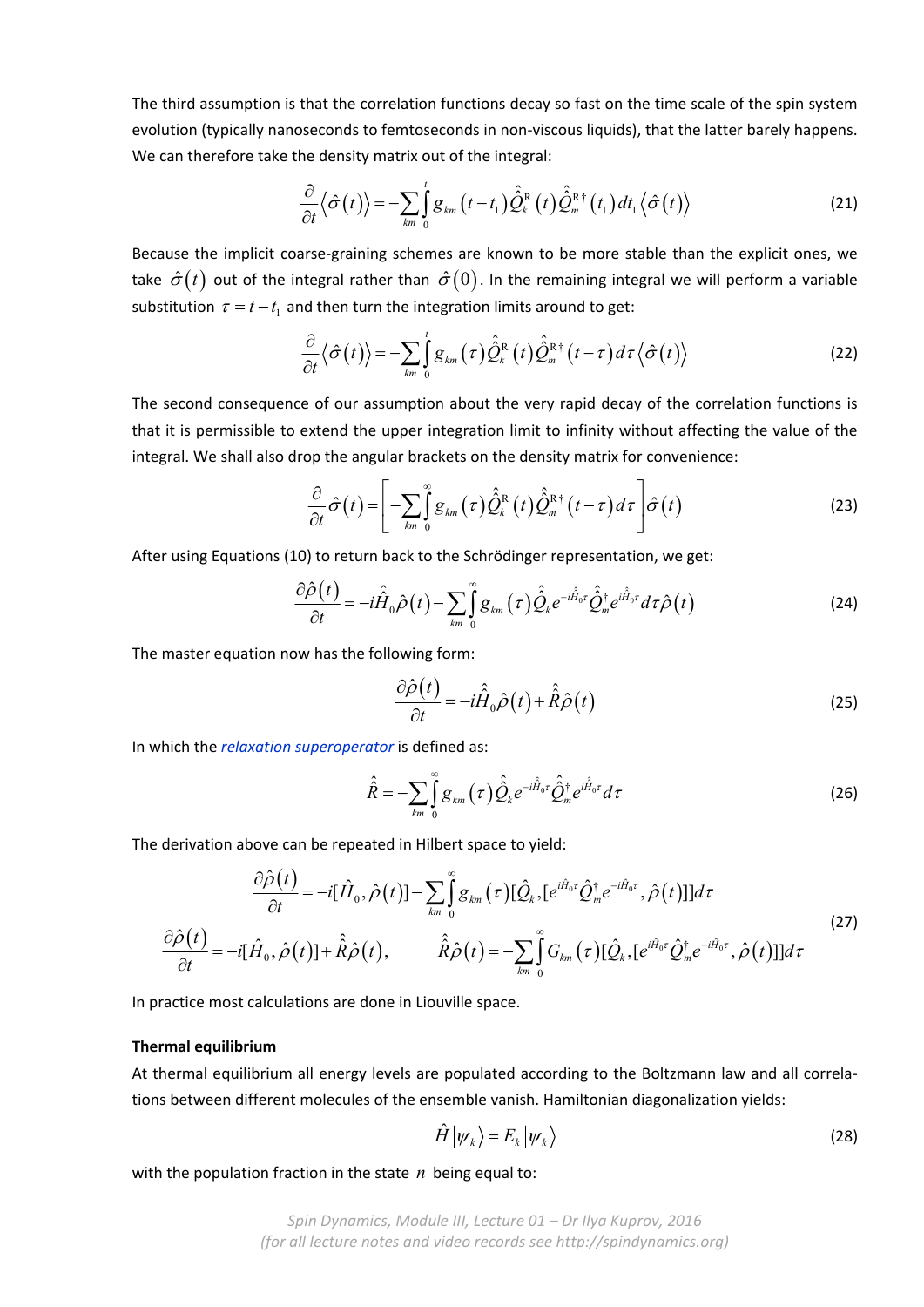The third assumption is that the correlation functions decay so fast on the time scale of the spin system evolution (typically nanoseconds to femtoseconds in non-viscous liquids), that the latter barely happens. We can therefore take the density matrix out of the integral:

$$\frac{\partial}{\partial t}\left\langle \hat{\sigma}(t) \right\rangle = -\sum_{km} \int_0^t g_{km}(t-t_1) \hat{\hat{Q}}_k^{\mathrm{R}}(t) \hat{\hat{Q}}_m^{\mathrm{R}\dagger}(t_1) dt_1 \left\langle \hat{\sigma}(t) \right\rangle \tag{21}$$

Because the implicit coarse-graining schemes are known to be more stable than the explicit ones, we take $\hat{\sigma}(t)$ out of the integral rather than $\hat{\sigma}(0)$. In the remaining integral we will perform a variable substitution $\tau = t - t_1$ and then turn the integration limits around to get:

$$\frac{\partial}{\partial t}\left\langle \hat{\sigma}(t) \right\rangle = -\sum_{km} \int_0^t g_{km}(\tau) \hat{\hat{Q}}_k^{\mathrm{R}}(t) \hat{\hat{Q}}_m^{\mathrm{R}\dagger}(t-\tau) d\tau \left\langle \hat{\sigma}(t) \right\rangle \tag{22}$$

The second consequence of our assumption about the very rapid decay of the correlation functions is that it is permissible to extend the upper integration limit to infinity without affecting the value of the integral. We shall also drop the angular brackets on the density matrix for convenience:

$$\frac{\partial}{\partial t}\hat{\sigma}(t) = \left[ -\sum_{km} \int_0^\infty g_{km}(\tau) \hat{\hat{Q}}_k^{\mathrm{R}}(t) \hat{\hat{Q}}_m^{\mathrm{R}\dagger}(t-\tau) d\tau \right] \hat{\sigma}(t) \tag{23}$$

After using Equations (10) to return back to the Schrödinger representation, we get:

$$\frac{\partial \hat{\rho}(t)}{\partial t} = -i\hat{\hat{H}}_0 \hat{\rho}(t) - \sum_{km} \int_0^\infty g_{km}(\tau) \hat{\hat{Q}}_k e^{-i\hat{\hat{H}}_0 \tau} \hat{\hat{Q}}_m^\dagger e^{i\hat{\hat{H}}_0 \tau} d\tau \hat{\rho}(t) \tag{24}$$

The master equation now has the following form:

$$\frac{\partial \hat{\rho}(t)}{\partial t} = -i\hat{\hat{H}}_0 \hat{\rho}(t) + \hat{\hat{R}} \hat{\rho}(t) \tag{25}$$

In which the *relaxation superoperator* is defined as:

$$\hat{\hat{R}} = -\sum_{km} \int_0^\infty g_{km}(\tau) \hat{\hat{Q}}_k e^{-i\hat{\hat{H}}_0 \tau} \hat{\hat{Q}}_m^\dagger e^{i\hat{\hat{H}}_0 \tau} d\tau \tag{26}$$

The derivation above can be repeated in Hilbert space to yield:

$$\begin{gathered} \frac{\partial \hat{\rho}(t)}{\partial t} = -i[\hat{H}_0, \hat{\rho}(t)] - \sum_{km} \int_0^\infty g_{km}(\tau) [\hat{Q}_k, [e^{i\hat{H}_0 \tau} \hat{Q}_m^\dagger e^{-i\hat{H}_0 \tau}, \hat{\rho}(t)]] d\tau \\ \frac{\partial \hat{\rho}(t)}{\partial t} = -i[\hat{H}_0, \hat{\rho}(t)] + \hat{\hat{R}} \hat{\rho}(t), \qquad \hat{\hat{R}} \hat{\rho}(t) = -\sum_{km} \int_0^\infty G_{km}(\tau) [\hat{Q}_k, [e^{i\hat{H}_0 \tau} \hat{Q}_m^\dagger e^{-i\hat{H}_0 \tau}, \hat{\rho}(t)]] d\tau \end{gathered} \tag{27}$$

In practice most calculations are done in Liouville space.

**Thermal equilibrium**

At thermal equilibrium all energy levels are populated according to the Boltzmann law and all correlations between different molecules of the ensemble vanish. Hamiltonian diagonalization yields:

$$\hat{H} \left| \psi_k \right\rangle = E_k \left| \psi_k \right\rangle \tag{28}$$

with the population fraction in the state $n$ being equal to: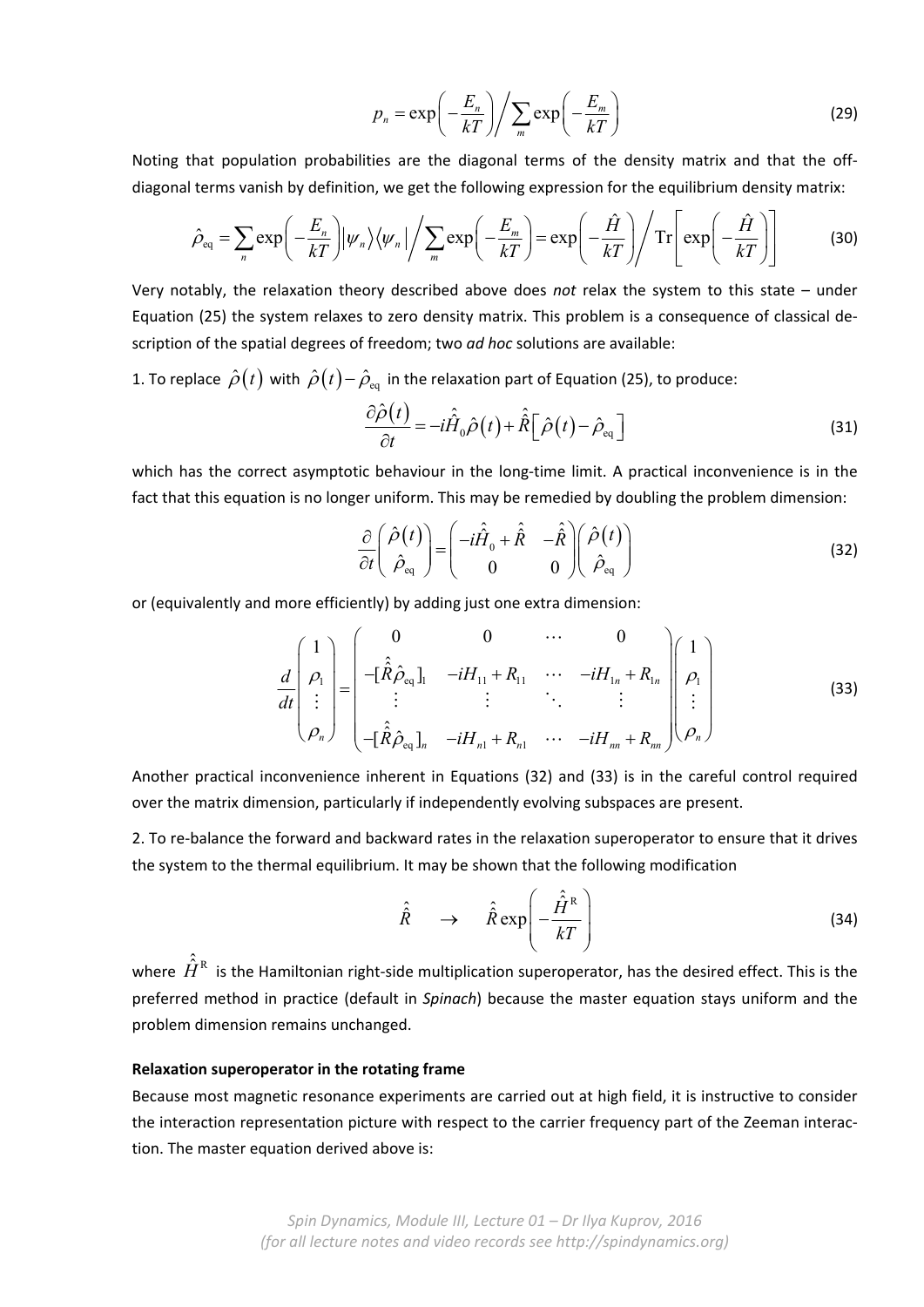$$p_n = \exp\left(-\frac{E_n}{kT}\right) \Bigg/ \sum_m \exp\left(-\frac{E_m}{kT}\right) \tag{29}$$

Noting that population probabilities are the diagonal terms of the density matrix and that the off-diagonal terms vanish by definition, we get the following expression for the equilibrium density matrix:

$$\hat{\rho}_{\text{eq}} = \sum_n \exp\left(-\frac{E_n}{kT}\right) |\psi_n\rangle\langle\psi_n| \Bigg/ \sum_m \exp\left(-\frac{E_m}{kT}\right) = \exp\left(-\frac{\hat{H}}{kT}\right) \Bigg/ \text{Tr}\left[\exp\left(-\frac{\hat{H}}{kT}\right)\right] \tag{30}$$

Very notably, the relaxation theory described above does *not* relax the system to this state – under Equation (25) the system relaxes to zero density matrix. This problem is a consequence of classical description of the spatial degrees of freedom; two *ad hoc* solutions are available:

1. To replace $\hat{\rho}(t)$ with $\hat{\rho}(t) - \hat{\rho}_{\text{eq}}$ in the relaxation part of Equation (25), to produce:

$$\frac{\partial \hat{\rho}(t)}{\partial t} = -i\hat{\hat{H}}_0 \hat{\rho}(t) + \hat{\hat{R}}\left[\hat{\rho}(t) - \hat{\rho}_{\text{eq}}\right] \tag{31}$$

which has the correct asymptotic behaviour in the long-time limit. A practical inconvenience is in the fact that this equation is no longer uniform. This may be remedied by doubling the problem dimension:

$$\frac{\partial}{\partial t}\begin{pmatrix} \hat{\rho}(t) \\ \hat{\rho}_{\text{eq}} \end{pmatrix} = \begin{pmatrix} -i\hat{\hat{H}}_0 + \hat{\hat{R}} & -\hat{\hat{R}} \\ 0 & 0 \end{pmatrix}\begin{pmatrix} \hat{\rho}(t) \\ \hat{\rho}_{\text{eq}} \end{pmatrix} \tag{32}$$

or (equivalently and more efficiently) by adding just one extra dimension:

$$\frac{d}{dt}\begin{pmatrix} 1 \\ \rho_1 \\ \vdots \\ \rho_n \end{pmatrix} = \begin{pmatrix} 0 & 0 & \cdots & 0 \\ -[\hat{\hat{R}}\hat{\rho}_{\text{eq}}]_1 & -iH_{11} + R_{11} & \cdots & -iH_{1n} + R_{1n} \\ \vdots & \vdots & \ddots & \vdots \\ -[\hat{\hat{R}}\hat{\rho}_{\text{eq}}]_n & -iH_{n1} + R_{n1} & \cdots & -iH_{nn} + R_{nn} \end{pmatrix}\begin{pmatrix} 1 \\ \rho_1 \\ \vdots \\ \rho_n \end{pmatrix} \tag{33}$$

Another practical inconvenience inherent in Equations (32) and (33) is in the careful control required over the matrix dimension, particularly if independently evolving subspaces are present.

2. To re-balance the forward and backward rates in the relaxation superoperator to ensure that it drives the system to the thermal equilibrium. It may be shown that the following modification

$$\hat{\hat{R}} \quad \rightarrow \quad \hat{\hat{R}} \exp\left(-\frac{\hat{\hat{H}}^{\text{R}}}{kT}\right) \tag{34}$$

where $\hat{\hat{H}}^{\text{R}}$ is the Hamiltonian right-side multiplication superoperator, has the desired effect. This is the preferred method in practice (default in *Spinach*) because the master equation stays uniform and the problem dimension remains unchanged.

**Relaxation superoperator in the rotating frame**

Because most magnetic resonance experiments are carried out at high field, it is instructive to consider the interaction representation picture with respect to the carrier frequency part of the Zeeman interaction. The master equation derived above is: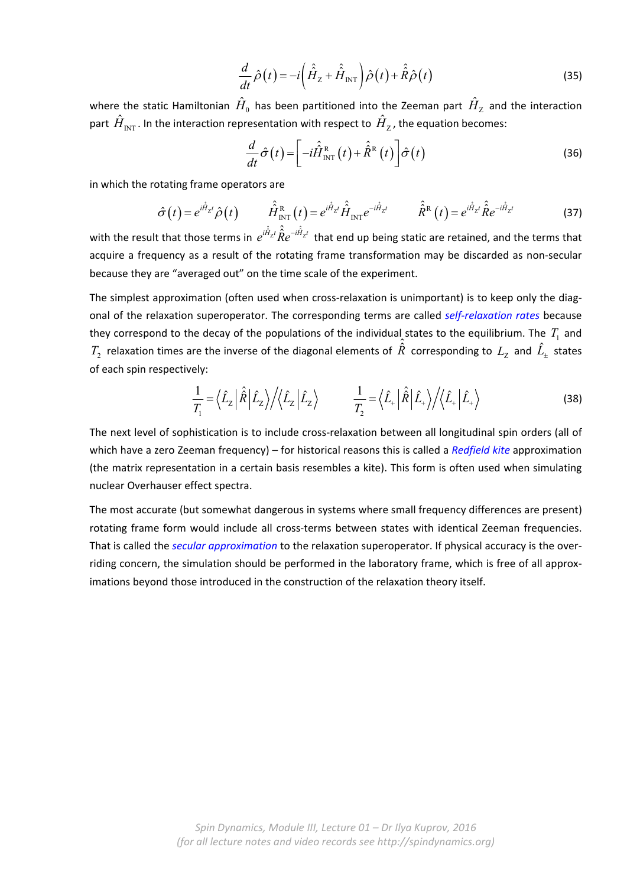$$\frac{d}{dt}\hat{\rho}(t) = -i\left(\hat{\hat{H}}_{\mathrm{Z}} + \hat{\hat{H}}_{\mathrm{INT}}\right)\hat{\rho}(t) + \hat{\hat{R}}\hat{\rho}(t) \tag{35}$$

where the static Hamiltonian $\hat{H}_0$ has been partitioned into the Zeeman part $\hat{H}_{\mathrm{Z}}$ and the interaction part $\hat{H}_{\mathrm{INT}}$. In the interaction representation with respect to $\hat{H}_{\mathrm{Z}}$, the equation becomes:

$$\frac{d}{dt}\hat{\sigma}(t) = \left[-i\hat{\hat{H}}_{\mathrm{INT}}^{\mathrm{R}}(t) + \hat{\hat{R}}^{\mathrm{R}}(t)\right]\hat{\sigma}(t) \tag{36}$$

in which the rotating frame operators are

$$\hat{\sigma}(t) = e^{i\hat{\hat{H}}_Z t}\hat{\rho}(t) \qquad \hat{\hat{H}}_{\mathrm{INT}}^{\mathrm{R}}(t) = e^{i\hat{\hat{H}}_Z t}\hat{\hat{H}}_{\mathrm{INT}}e^{-i\hat{\hat{H}}_Z t} \qquad \hat{\hat{R}}^{\mathrm{R}}(t) = e^{i\hat{\hat{H}}_Z t}\hat{\hat{R}}e^{-i\hat{\hat{H}}_Z t} \tag{37}$$

with the result that those terms in $e^{i\hat{\hat{H}}_Z t}\hat{\hat{R}}e^{-i\hat{\hat{H}}_Z t}$ that end up being static are retained, and the terms that acquire a frequency as a result of the rotating frame transformation may be discarded as non-secular because they are "averaged out" on the time scale of the experiment.

The simplest approximation (often used when cross-relaxation is unimportant) is to keep only the diagonal of the relaxation superoperator. The corresponding terms are called *self-relaxation rates* because they correspond to the decay of the populations of the individual states to the equilibrium. The $T_1$ and $T_2$ relaxation times are the inverse of the diagonal elements of $\hat{\hat{R}}$ corresponding to $L_{\mathrm{Z}}$ and $\hat{L}_{\pm}$ states of each spin respectively:

$$\frac{1}{T_1} = \left\langle \hat{L}_{\mathrm{Z}}\middle|\hat{\hat{R}}\middle|\hat{L}_{\mathrm{Z}}\right\rangle \Big/ \left\langle \hat{L}_{\mathrm{Z}}\middle|\hat{L}_{\mathrm{Z}}\right\rangle \qquad \frac{1}{T_2} = \left\langle \hat{L}_{+}\middle|\hat{\hat{R}}\middle|\hat{L}_{+}\right\rangle \Big/ \left\langle \hat{L}_{+}\middle|\hat{L}_{+}\right\rangle \tag{38}$$

The next level of sophistication is to include cross-relaxation between all longitudinal spin orders (all of which have a zero Zeeman frequency) – for historical reasons this is called a *Redfield kite* approximation (the matrix representation in a certain basis resembles a kite). This form is often used when simulating nuclear Overhauser effect spectra.

The most accurate (but somewhat dangerous in systems where small frequency differences are present) rotating frame form would include all cross-terms between states with identical Zeeman frequencies. That is called the *secular approximation* to the relaxation superoperator. If physical accuracy is the overriding concern, the simulation should be performed in the laboratory frame, which is free of all approximations beyond those introduced in the construction of the relaxation theory itself.